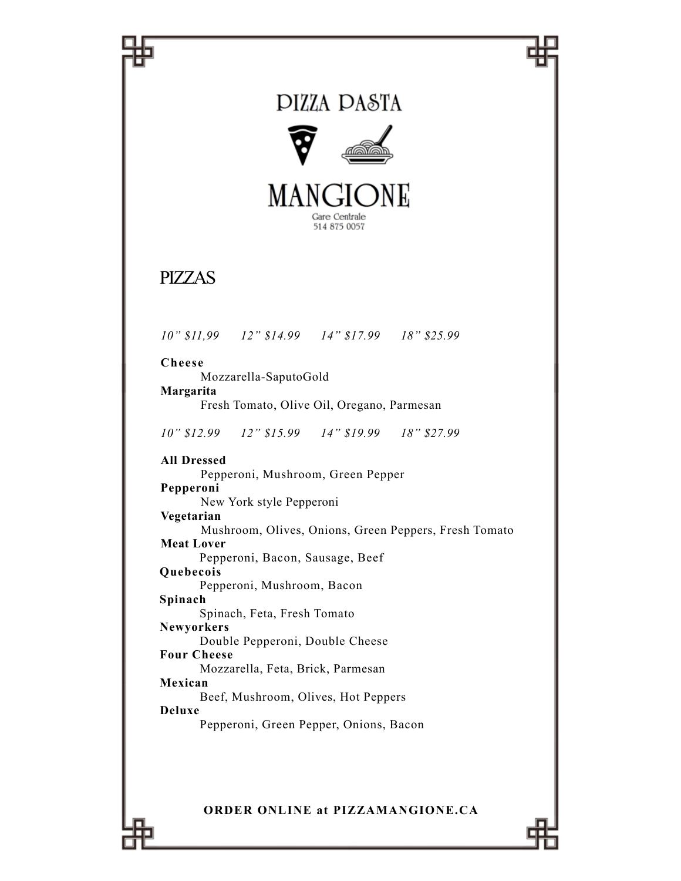# PIZZA PASTA MANGIONE

Gare Centrale
514 875 0057

## PIZZAS

*10" $11,99 12" $14.99 14" $17.99 18" $25.99*

**Cheese**
Mozzarella-SaputoGold

**Margarita**
Fresh Tomato, Olive Oil, Oregano, Parmesan

*10" $12.99 12" $15.99 14" $19.99 18" $27.99*

**All Dressed**
Pepperoni, Mushroom, Green Pepper

**Pepperoni**
New York style Pepperoni

**Vegetarian**
Mushroom, Olives, Onions, Green Peppers, Fresh Tomato

**Meat Lover**
Pepperoni, Bacon, Sausage, Beef

**Quebecois**
Pepperoni, Mushroom, Bacon

**Spinach**
Spinach, Feta, Fresh Tomato

**Newyorkers**
Double Pepperoni, Double Cheese

**Four Cheese**
Mozzarella, Feta, Brick, Parmesan

**Mexican**
Beef, Mushroom, Olives, Hot Peppers

**Deluxe**
Pepperoni, Green Pepper, Onions, Bacon

**ORDER ONLINE at PIZZAMANGIONE.CA**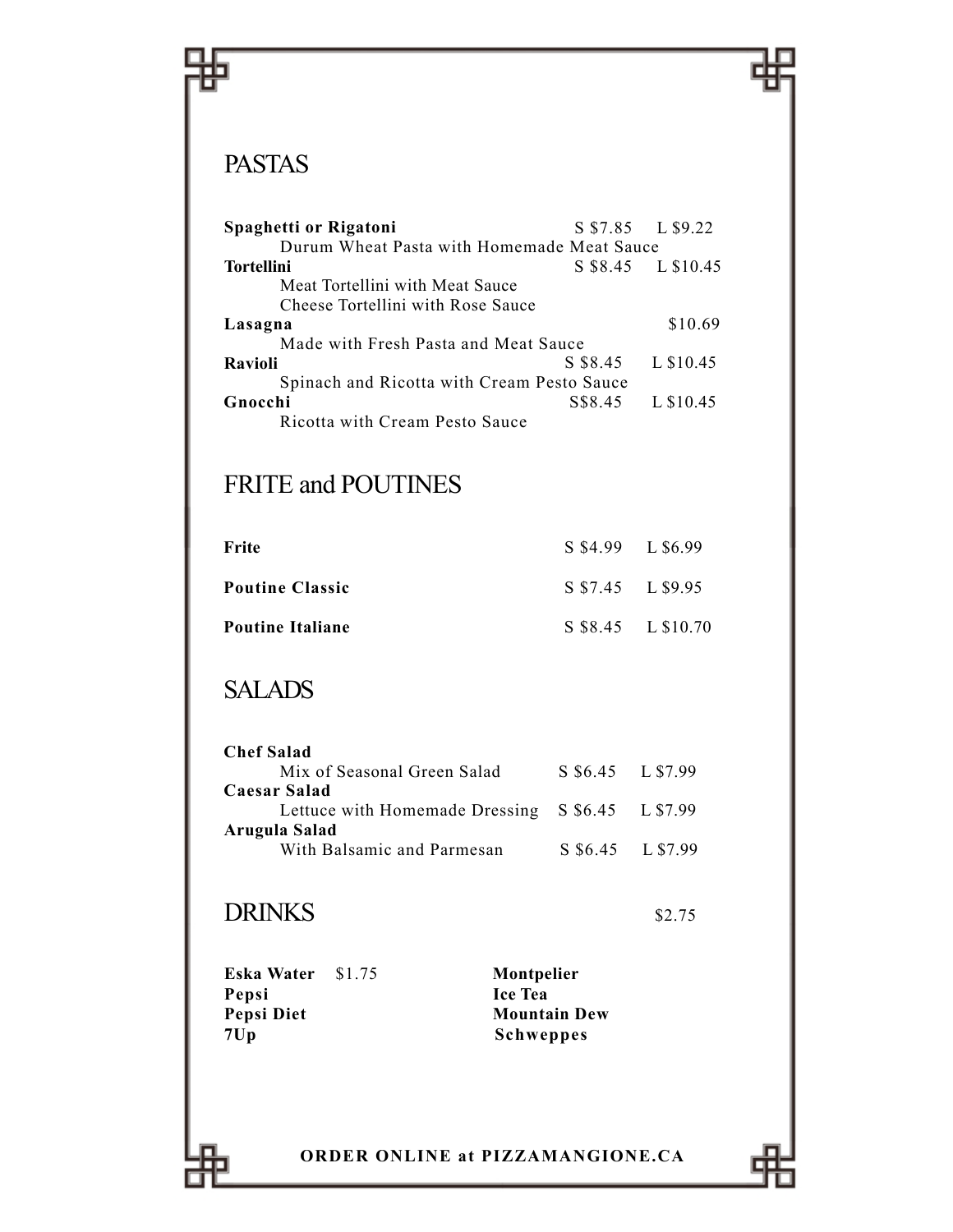## PASTAS

**Spaghetti or Rigatoni** S $7.85 L $9.22
Durum Wheat Pasta with Homemade Meat Sauce

**Tortellini** S $8.45 L $10.45
Meat Tortellini with Meat Sauce
Cheese Tortellini with Rose Sauce

**Lasagna** $10.69
Made with Fresh Pasta and Meat Sauce

**Ravioli** S $8.45 L $10.45
Spinach and Ricotta with Cream Pesto Sauce

**Gnocchi** S$8.45 L $10.45
Ricotta with Cream Pesto Sauce

## FRITE and POUTINES

**Frite** S $4.99 L $6.99

**Poutine Classic** S $7.45 L $9.95

**Poutine Italiane** S $8.45 L $10.70

## SALADS

**Chef Salad**
Mix of Seasonal Green Salad S $6.45 L $7.99

**Caesar Salad**
Lettuce with Homemade Dressing S $6.45 L $7.99

**Arugula Salad**
With Balsamic and Parmesan S $6.45 L $7.99

## DRINKS $2.75

**Eska Water** $1.75
**Pepsi**
**Pepsi Diet**
**7Up**
**Montpelier**
**Ice Tea**
**Mountain Dew**
**Schweppes**

**ORDER ONLINE at PIZZAMANGIONE.CA**